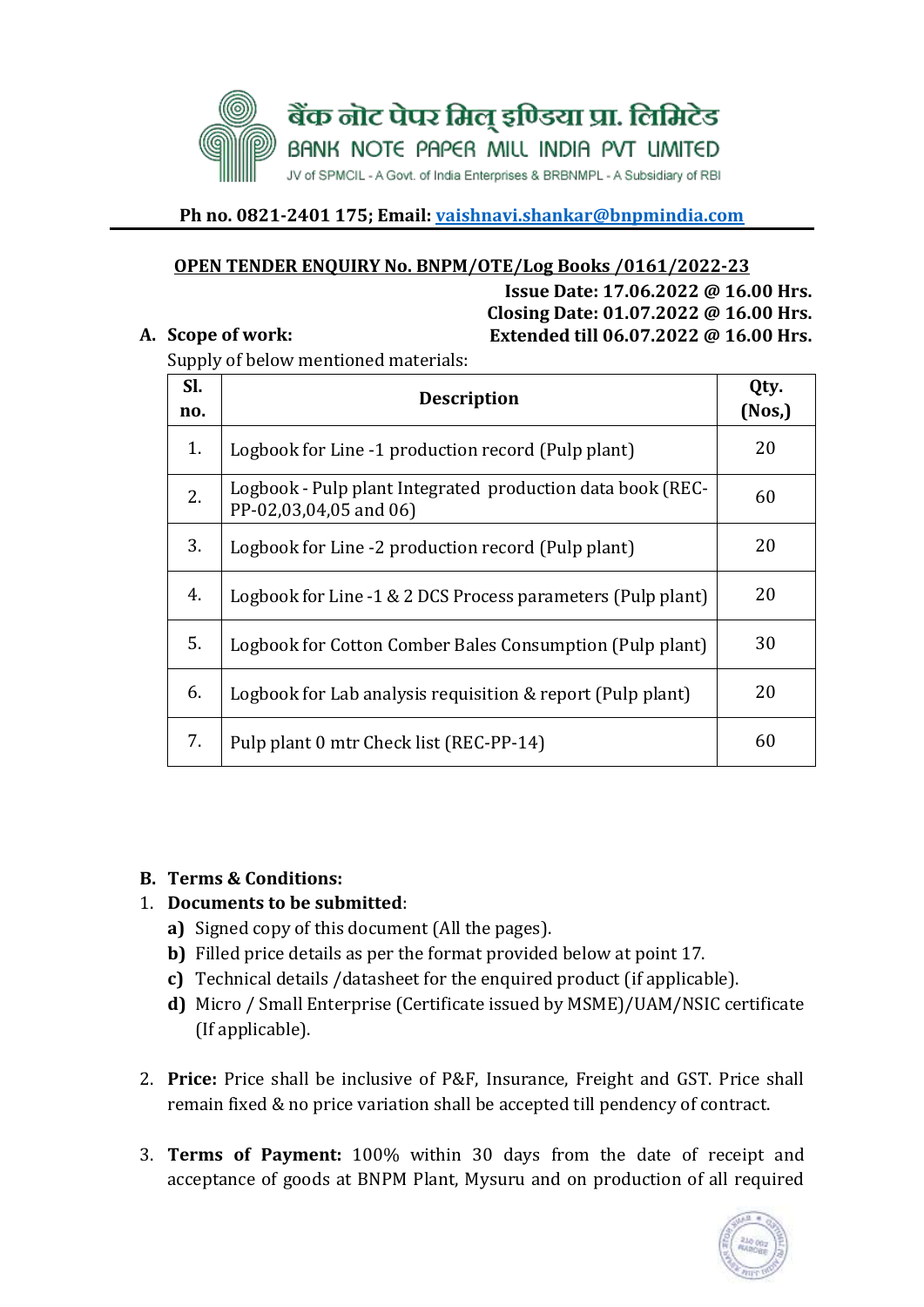बैंक नोट पेपर मिल् इण्डिया प्रा. लिमिटेड

BANK NOTE PAPER MILL INDIA PVT LIMITED

JV of SPMCIL - A Govt. of India Enterprises & BRBNMPL - A Subsidiary of RBI

**Ph no. 0821-2401 175; Email: vaishnavi.shankar@bnpmindia.com**

**OPEN TENDER ENQUIRY No. BNPM/OTE/Log Books /0161/2022-23**

**Issue Date: 17.06.2022 @ 16.00 Hrs.**
**Closing Date: 01.07.2022 @ 16.00 Hrs.**
**Extended till 06.07.2022 @ 16.00 Hrs.**

**A. Scope of work:**

Supply of below mentioned materials:

| Sl. no. | Description | Qty. (Nos,) |
|---|---|---|
| 1. | Logbook for Line -1 production record (Pulp plant) | 20 |
| 2. | Logbook - Pulp plant Integrated production data book (REC-PP-02,03,04,05 and 06) | 60 |
| 3. | Logbook for Line -2 production record (Pulp plant) | 20 |
| 4. | Logbook for Line -1 & 2 DCS Process parameters (Pulp plant) | 20 |
| 5. | Logbook for Cotton Comber Bales Consumption (Pulp plant) | 30 |
| 6. | Logbook for Lab analysis requisition & report (Pulp plant) | 20 |
| 7. | Pulp plant 0 mtr Check list (REC-PP-14) | 60 |

**B. Terms & Conditions:**

1. **Documents to be submitted**:
   **a)** Signed copy of this document (All the pages).
   **b)** Filled price details as per the format provided below at point 17.
   **c)** Technical details /datasheet for the enquired product (if applicable).
   **d)** Micro / Small Enterprise (Certificate issued by MSME)/UAM/NSIC certificate (If applicable).

2. **Price:** Price shall be inclusive of P&F, Insurance, Freight and GST. Price shall remain fixed & no price variation shall be accepted till pendency of contract.

3. **Terms of Payment:** 100% within 30 days from the date of receipt and acceptance of goods at BNPM Plant, Mysuru and on production of all required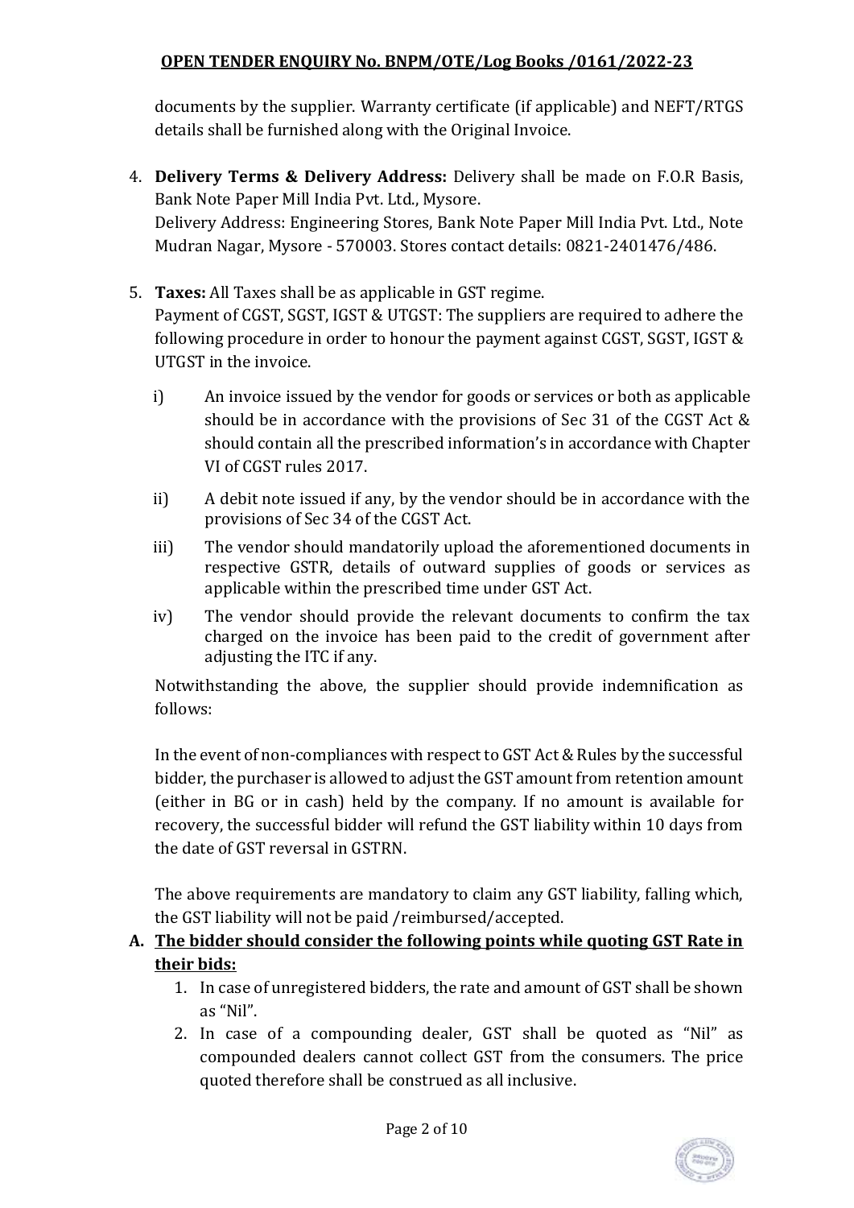documents by the supplier. Warranty certificate (if applicable) and NEFT/RTGS details shall be furnished along with the Original Invoice.

4. **Delivery Terms & Delivery Address:** Delivery shall be made on F.O.R Basis, Bank Note Paper Mill India Pvt. Ltd., Mysore.
   Delivery Address: Engineering Stores, Bank Note Paper Mill India Pvt. Ltd., Note Mudran Nagar, Mysore - 570003. Stores contact details: 0821-2401476/486.

5. **Taxes:** All Taxes shall be as applicable in GST regime.
   Payment of CGST, SGST, IGST & UTGST: The suppliers are required to adhere the following procedure in order to honour the payment against CGST, SGST, IGST & UTGST in the invoice.

   i) An invoice issued by the vendor for goods or services or both as applicable should be in accordance with the provisions of Sec 31 of the CGST Act & should contain all the prescribed information's in accordance with Chapter VI of CGST rules 2017.

   ii) A debit note issued if any, by the vendor should be in accordance with the provisions of Sec 34 of the CGST Act.

   iii) The vendor should mandatorily upload the aforementioned documents in respective GSTR, details of outward supplies of goods or services as applicable within the prescribed time under GST Act.

   iv) The vendor should provide the relevant documents to confirm the tax charged on the invoice has been paid to the credit of government after adjusting the ITC if any.

   Notwithstanding the above, the supplier should provide indemnification as follows:

   In the event of non-compliances with respect to GST Act & Rules by the successful bidder, the purchaser is allowed to adjust the GST amount from retention amount (either in BG or in cash) held by the company. If no amount is available for recovery, the successful bidder will refund the GST liability within 10 days from the date of GST reversal in GSTRN.

   The above requirements are mandatory to claim any GST liability, falling which, the GST liability will not be paid /reimbursed/accepted.

**A. <u>The bidder should consider the following points while quoting GST Rate in their bids:</u>**

1. In case of unregistered bidders, the rate and amount of GST shall be shown as "Nil".
2. In case of a compounding dealer, GST shall be quoted as "Nil" as compounded dealers cannot collect GST from the consumers. The price quoted therefore shall be construed as all inclusive.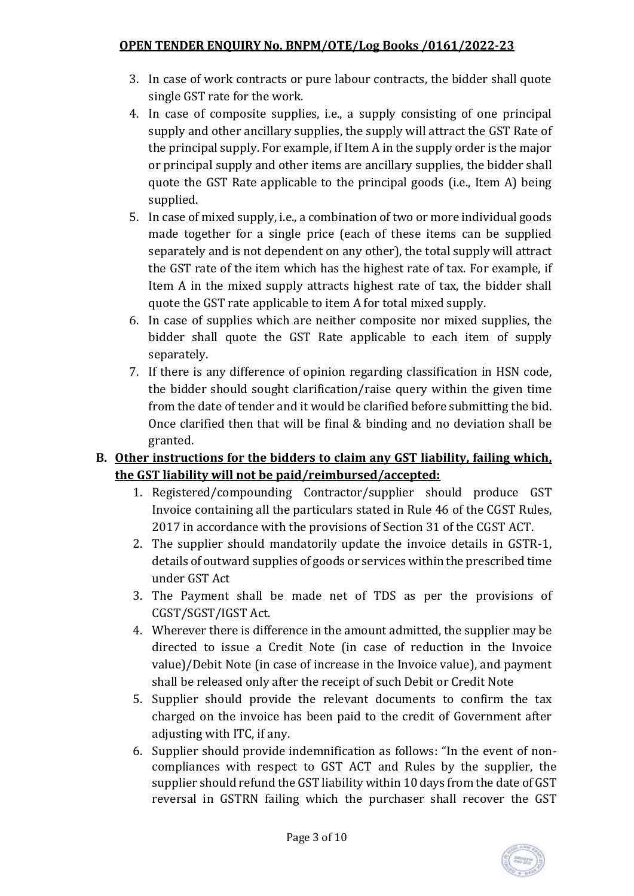3. In case of work contracts or pure labour contracts, the bidder shall quote single GST rate for the work.
4. In case of composite supplies, i.e., a supply consisting of one principal supply and other ancillary supplies, the supply will attract the GST Rate of the principal supply. For example, if Item A in the supply order is the major or principal supply and other items are ancillary supplies, the bidder shall quote the GST Rate applicable to the principal goods (i.e., Item A) being supplied.
5. In case of mixed supply, i.e., a combination of two or more individual goods made together for a single price (each of these items can be supplied separately and is not dependent on any other), the total supply will attract the GST rate of the item which has the highest rate of tax. For example, if Item A in the mixed supply attracts highest rate of tax, the bidder shall quote the GST rate applicable to item A for total mixed supply.
6. In case of supplies which are neither composite nor mixed supplies, the bidder shall quote the GST Rate applicable to each item of supply separately.
7. If there is any difference of opinion regarding classification in HSN code, the bidder should sought clarification/raise query within the given time from the date of tender and it would be clarified before submitting the bid. Once clarified then that will be final & binding and no deviation shall be granted.

**B. Other instructions for the bidders to claim any GST liability, failing which, the GST liability will not be paid/reimbursed/accepted:**

1. Registered/compounding Contractor/supplier should produce GST Invoice containing all the particulars stated in Rule 46 of the CGST Rules, 2017 in accordance with the provisions of Section 31 of the CGST ACT.
2. The supplier should mandatorily update the invoice details in GSTR-1, details of outward supplies of goods or services within the prescribed time under GST Act
3. The Payment shall be made net of TDS as per the provisions of CGST/SGST/IGST Act.
4. Wherever there is difference in the amount admitted, the supplier may be directed to issue a Credit Note (in case of reduction in the Invoice value)/Debit Note (in case of increase in the Invoice value), and payment shall be released only after the receipt of such Debit or Credit Note
5. Supplier should provide the relevant documents to confirm the tax charged on the invoice has been paid to the credit of Government after adjusting with ITC, if any.
6. Supplier should provide indemnification as follows: "In the event of non-compliances with respect to GST ACT and Rules by the supplier, the supplier should refund the GST liability within 10 days from the date of GST reversal in GSTRN failing which the purchaser shall recover the GST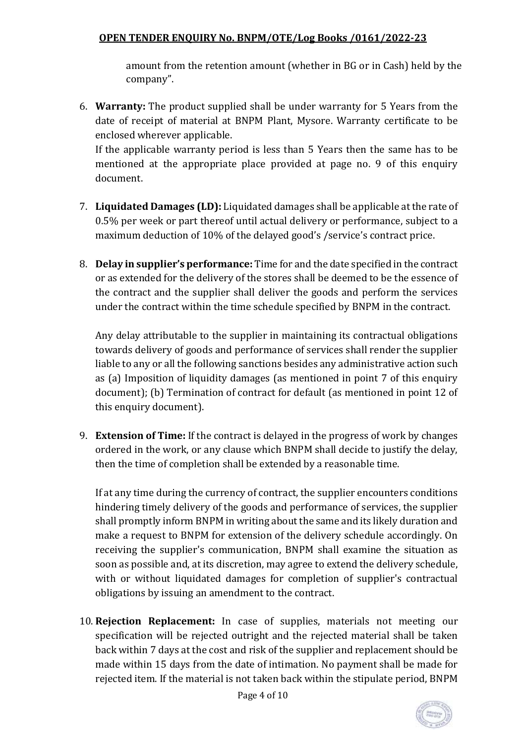amount from the retention amount (whether in BG or in Cash) held by the company".

6. **Warranty:** The product supplied shall be under warranty for 5 Years from the date of receipt of material at BNPM Plant, Mysore. Warranty certificate to be enclosed wherever applicable.
   If the applicable warranty period is less than 5 Years then the same has to be mentioned at the appropriate place provided at page no. 9 of this enquiry document.

7. **Liquidated Damages (LD):** Liquidated damages shall be applicable at the rate of 0.5% per week or part thereof until actual delivery or performance, subject to a maximum deduction of 10% of the delayed good's /service's contract price.

8. **Delay in supplier's performance:** Time for and the date specified in the contract or as extended for the delivery of the stores shall be deemed to be the essence of the contract and the supplier shall deliver the goods and perform the services under the contract within the time schedule specified by BNPM in the contract.

   Any delay attributable to the supplier in maintaining its contractual obligations towards delivery of goods and performance of services shall render the supplier liable to any or all the following sanctions besides any administrative action such as (a) Imposition of liquidity damages (as mentioned in point 7 of this enquiry document); (b) Termination of contract for default (as mentioned in point 12 of this enquiry document).

9. **Extension of Time:** If the contract is delayed in the progress of work by changes ordered in the work, or any clause which BNPM shall decide to justify the delay, then the time of completion shall be extended by a reasonable time.

   If at any time during the currency of contract, the supplier encounters conditions hindering timely delivery of the goods and performance of services, the supplier shall promptly inform BNPM in writing about the same and its likely duration and make a request to BNPM for extension of the delivery schedule accordingly. On receiving the supplier's communication, BNPM shall examine the situation as soon as possible and, at its discretion, may agree to extend the delivery schedule, with or without liquidated damages for completion of supplier's contractual obligations by issuing an amendment to the contract.

10. **Rejection Replacement:** In case of supplies, materials not meeting our specification will be rejected outright and the rejected material shall be taken back within 7 days at the cost and risk of the supplier and replacement should be made within 15 days from the date of intimation. No payment shall be made for rejected item. If the material is not taken back within the stipulate period, BNPM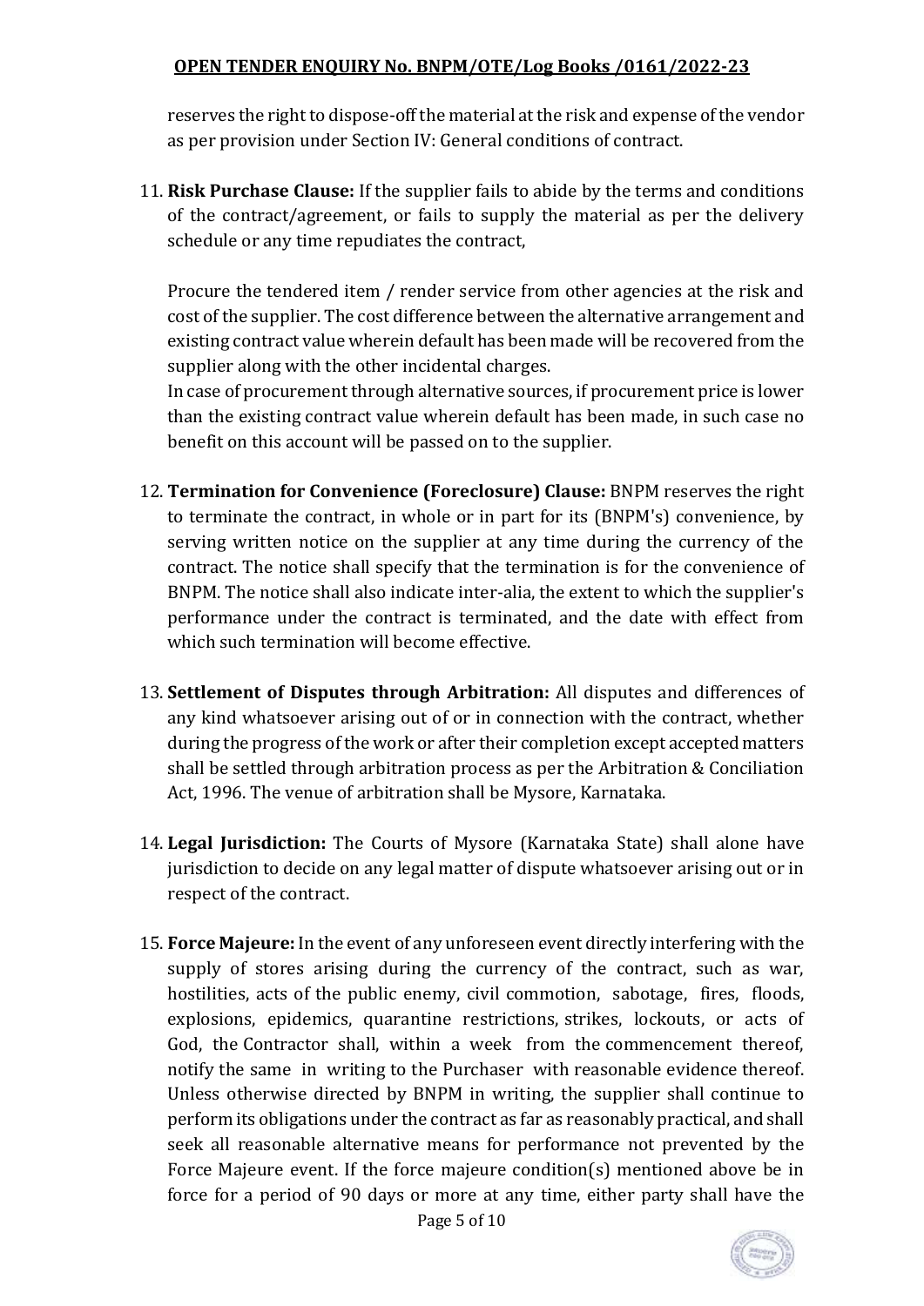reserves the right to dispose-off the material at the risk and expense of the vendor as per provision under Section IV: General conditions of contract.

11. **Risk Purchase Clause:** If the supplier fails to abide by the terms and conditions of the contract/agreement, or fails to supply the material as per the delivery schedule or any time repudiates the contract,

    Procure the tendered item / render service from other agencies at the risk and cost of the supplier. The cost difference between the alternative arrangement and existing contract value wherein default has been made will be recovered from the supplier along with the other incidental charges.
    In case of procurement through alternative sources, if procurement price is lower than the existing contract value wherein default has been made, in such case no benefit on this account will be passed on to the supplier.

12. **Termination for Convenience (Foreclosure) Clause:** BNPM reserves the right to terminate the contract, in whole or in part for its (BNPM's) convenience, by serving written notice on the supplier at any time during the currency of the contract. The notice shall specify that the termination is for the convenience of BNPM. The notice shall also indicate inter-alia, the extent to which the supplier's performance under the contract is terminated, and the date with effect from which such termination will become effective.

13. **Settlement of Disputes through Arbitration:** All disputes and differences of any kind whatsoever arising out of or in connection with the contract, whether during the progress of the work or after their completion except accepted matters shall be settled through arbitration process as per the Arbitration & Conciliation Act, 1996. The venue of arbitration shall be Mysore, Karnataka.

14. **Legal Jurisdiction:** The Courts of Mysore (Karnataka State) shall alone have jurisdiction to decide on any legal matter of dispute whatsoever arising out or in respect of the contract.

15. **Force Majeure:** In the event of any unforeseen event directly interfering with the supply of stores arising during the currency of the contract, such as war, hostilities, acts of the public enemy, civil commotion, sabotage, fires, floods, explosions, epidemics, quarantine restrictions, strikes, lockouts, or acts of God, the Contractor shall, within a week from the commencement thereof, notify the same in writing to the Purchaser with reasonable evidence thereof. Unless otherwise directed by BNPM in writing, the supplier shall continue to perform its obligations under the contract as far as reasonably practical, and shall seek all reasonable alternative means for performance not prevented by the Force Majeure event. If the force majeure condition(s) mentioned above be in force for a period of 90 days or more at any time, either party shall have the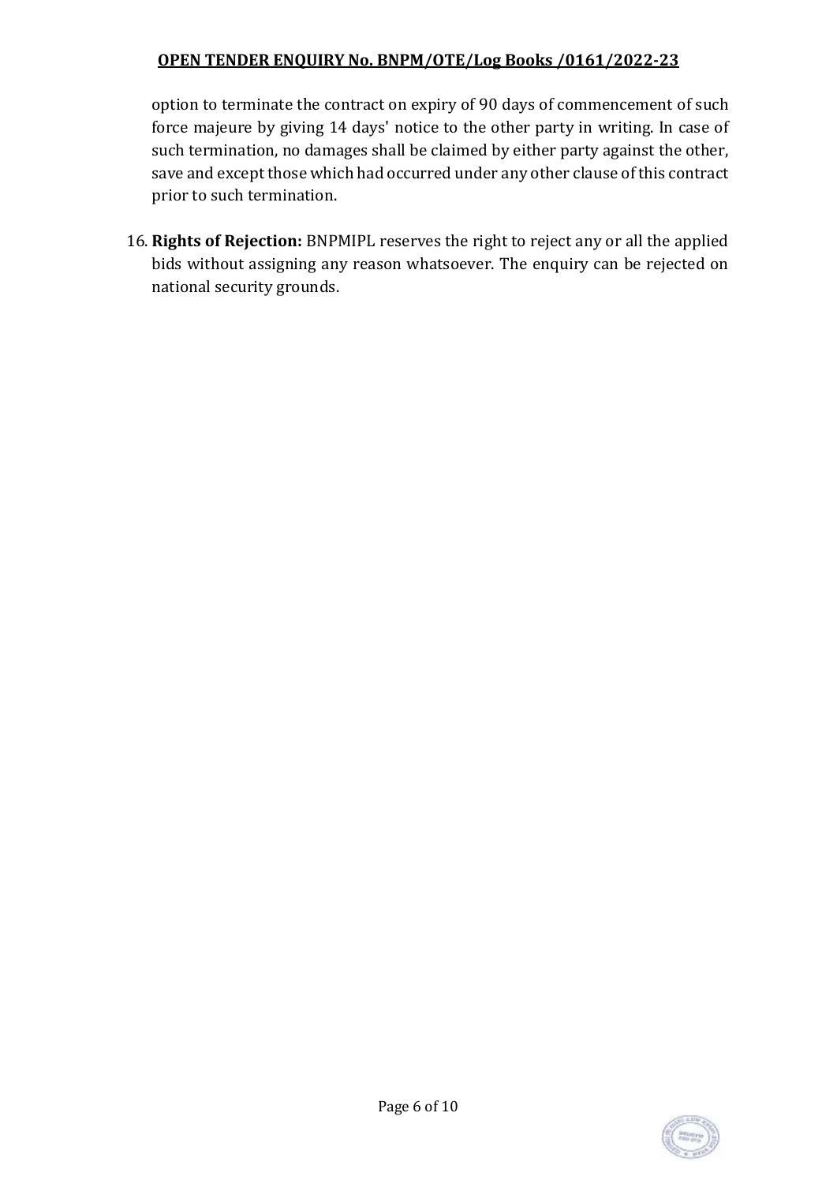option to terminate the contract on expiry of 90 days of commencement of such force majeure by giving 14 days' notice to the other party in writing. In case of such termination, no damages shall be claimed by either party against the other, save and except those which had occurred under any other clause of this contract prior to such termination.

16. **Rights of Rejection:** BNPMIPL reserves the right to reject any or all the applied bids without assigning any reason whatsoever. The enquiry can be rejected on national security grounds.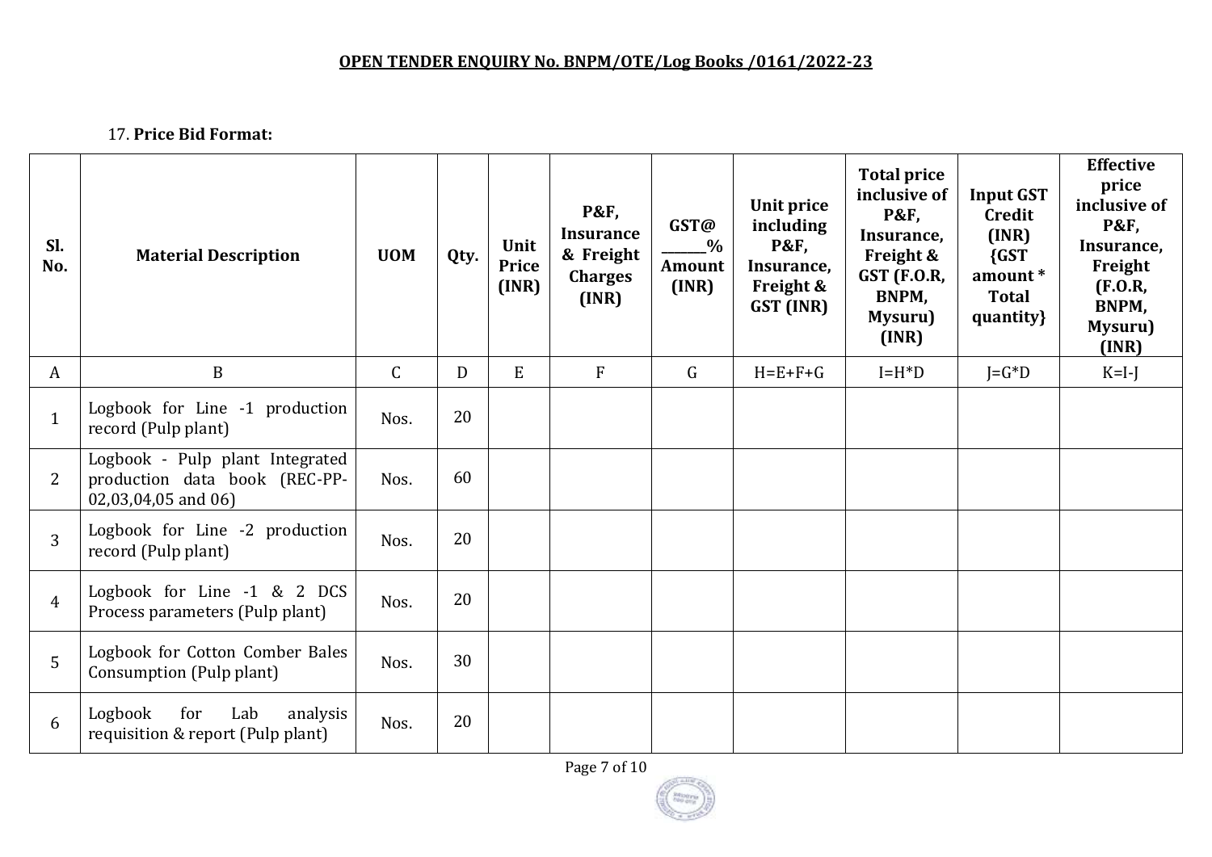**OPEN TENDER ENQUIRY No. BNPM/OTE/Log Books /0161/2022-23**

17. **Price Bid Format:**

| Sl. No. | Material Description | UOM | Qty. | Unit Price (INR) | P&F, Insurance & Freight Charges (INR) | GST@ ______% Amount (INR) | Unit price including P&F, Insurance, Freight & GST (INR) | Total price inclusive of P&F, Insurance, Freight & GST (F.O.R, BNPM, Mysuru) (INR) | Input GST Credit (INR) {GST amount * Total quantity} | Effective price inclusive of P&F, Insurance, Freight (F.O.R, BNPM, Mysuru) (INR) |
|---|---|---|---|---|---|---|---|---|---|---|
| A | B | C | D | E | F | G | H=E+F+G | I=H*D | J=G*D | K=I-J |
| 1 | Logbook for Line -1 production record (Pulp plant) | Nos. | 20 | | | | | | | |
| 2 | Logbook - Pulp plant Integrated production data book (REC-PP-02,03,04,05 and 06) | Nos. | 60 | | | | | | | |
| 3 | Logbook for Line -2 production record (Pulp plant) | Nos. | 20 | | | | | | | |
| 4 | Logbook for Line -1 & 2 DCS Process parameters (Pulp plant) | Nos. | 20 | | | | | | | |
| 5 | Logbook for Cotton Comber Bales Consumption (Pulp plant) | Nos. | 30 | | | | | | | |
| 6 | Logbook for Lab analysis requisition & report (Pulp plant) | Nos. | 20 | | | | | | | |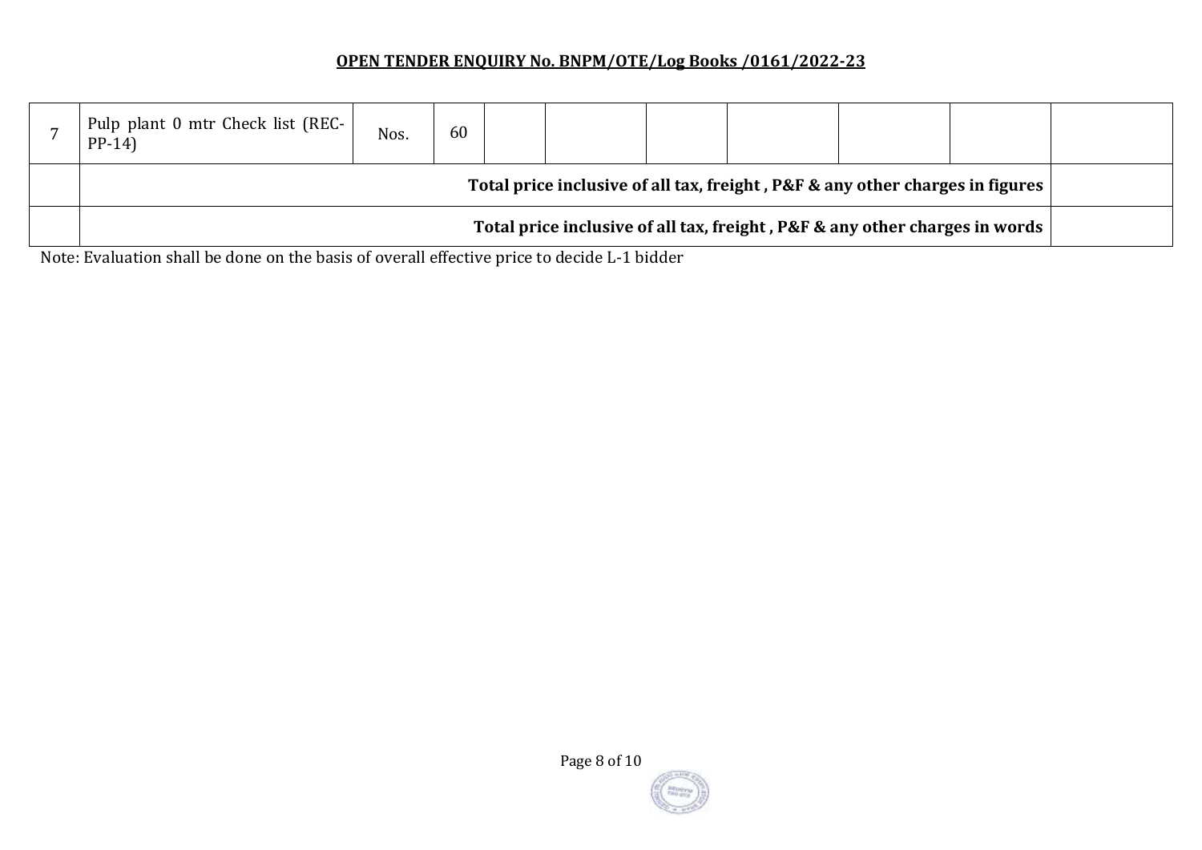**OPEN TENDER ENQUIRY No. BNPM/OTE/Log Books /0161/2022-23**

| | | | | | | | | | | |
|---|---|---|---|---|---|---|---|---|---|---|
| 7 | Pulp plant 0 mtr Check list (REC-PP-14) | Nos. | 60 | | | | | | | |
| | **Total price inclusive of all tax, freight , P&F & any other charges in figures** | | | | | | | | | |
| | **Total price inclusive of all tax, freight , P&F & any other charges in words** | | | | | | | | | |

Note: Evaluation shall be done on the basis of overall effective price to decide L-1 bidder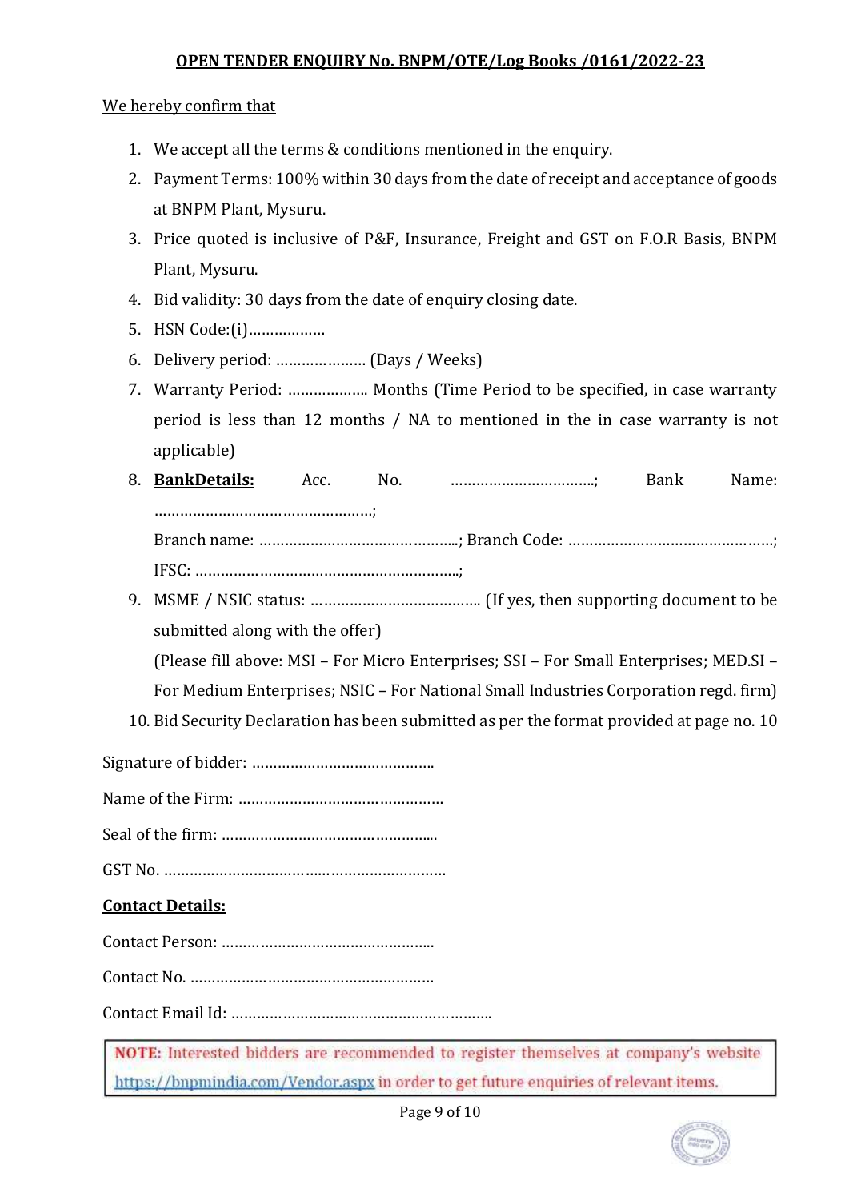**OPEN TENDER ENQUIRY No. BNPM/OTE/Log Books /0161/2022-23**

We hereby confirm that

1. We accept all the terms & conditions mentioned in the enquiry.
2. Payment Terms: 100% within 30 days from the date of receipt and acceptance of goods at BNPM Plant, Mysuru.
3. Price quoted is inclusive of P&F, Insurance, Freight and GST on F.O.R Basis, BNPM Plant, Mysuru.
4. Bid validity: 30 days from the date of enquiry closing date.
5. HSN Code:(i)………………
6. Delivery period: ………………… (Days / Weeks)
7. Warranty Period: ……………… Months (Time Period to be specified, in case warranty period is less than 12 months / NA to mentioned in the in case warranty is not applicable)
8. **BankDetails:** Acc. No. …………………………….; Bank Name: ……………………………………………;
   Branch name: ………………………………………..; Branch Code: ………………………………………….;
   IFSC: ……………………………………………………..;
9. MSME / NSIC status: ………………………………… (If yes, then supporting document to be submitted along with the offer)
   (Please fill above: MSI – For Micro Enterprises; SSI – For Small Enterprises; MED.SI – For Medium Enterprises; NSIC – For National Small Industries Corporation regd. firm)
10. Bid Security Declaration has been submitted as per the format provided at page no. 10

Signature of bidder: ……………………………………

Name of the Firm: …………………………………………

Seal of the firm: …………………………………………...

GST No. ………………………………..………………………

**Contact Details:**

Contact Person: …………………………………………..

Contact No. …………………………………………………

Contact Email Id: ……………………………………………………..

**NOTE:** Interested bidders are recommended to register themselves at company's website https://bnpmindia.com/Vendor.aspx in order to get future enquiries of relevant items.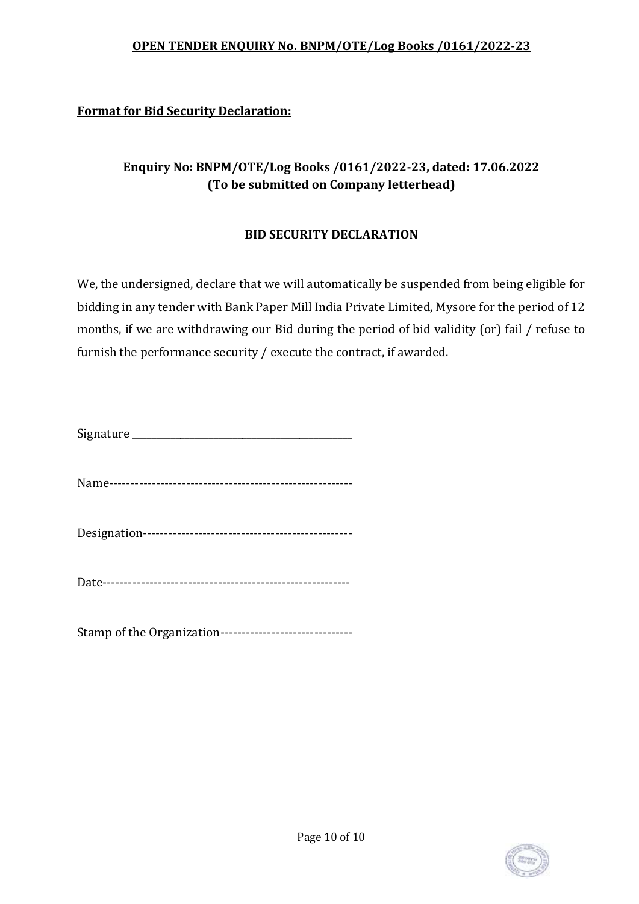**Format for Bid Security Declaration:**

## Enquiry No: BNPM/OTE/Log Books /0161/2022-23, dated: 17.06.2022
## (To be submitted on Company letterhead)

### BID SECURITY DECLARATION

We, the undersigned, declare that we will automatically be suspended from being eligible for bidding in any tender with Bank Paper Mill India Private Limited, Mysore for the period of 12 months, if we are withdrawing our Bid during the period of bid validity (or) fail / refuse to furnish the performance security / execute the contract, if awarded.

Signature ____________________________________

Name--------------------------------------------------------

Designation------------------------------------------------

Date---------------------------------------------------------

Stamp of the Organization-------------------------------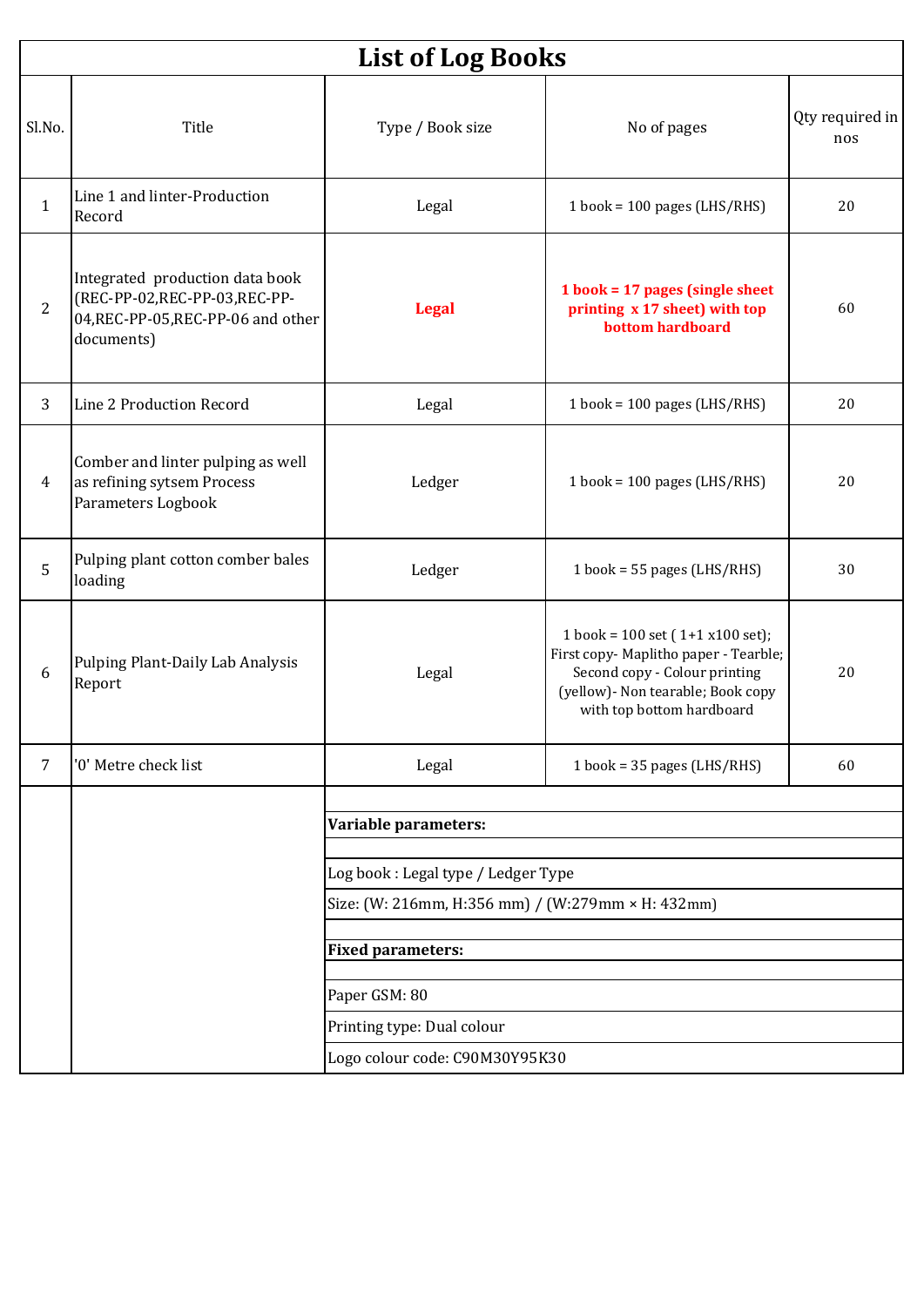# List of Log Books

| Sl.No. | Title | Type / Book size | No of pages | Qty required in nos |
|---|---|---|---|---|
| 1 | Line 1 and linter-Production Record | Legal | 1 book = 100 pages (LHS/RHS) | 20 |
| 2 | Integrated production data book (REC-PP-02,REC-PP-03,REC-PP-04,REC-PP-05,REC-PP-06 and other documents) | **Legal** | **1 book = 17 pages (single sheet printing x 17 sheet) with top bottom hardboard** | 60 |
| 3 | Line 2 Production Record | Legal | 1 book = 100 pages (LHS/RHS) | 20 |
| 4 | Comber and linter pulping as well as refining sytsem Process Parameters Logbook | Ledger | 1 book = 100 pages (LHS/RHS) | 20 |
| 5 | Pulping plant cotton comber bales loading | Ledger | 1 book = 55 pages (LHS/RHS) | 30 |
| 6 | Pulping Plant-Daily Lab Analysis Report | Legal | 1 book = 100 set ( 1+1 x100 set); First copy- Maplitho paper - Tearble; Second copy - Colour printing (yellow)- Non tearable; Book copy with top bottom hardboard | 20 |
| 7 | '0' Metre check list | Legal | 1 book = 35 pages (LHS/RHS) | 60 |

**Variable parameters:**

Log book : Legal type / Ledger Type

Size: (W: 216mm, H:356 mm) / (W:279mm × H: 432mm)

**Fixed parameters:**

Paper GSM: 80

Printing type: Dual colour

Logo colour code: C90M30Y95K30